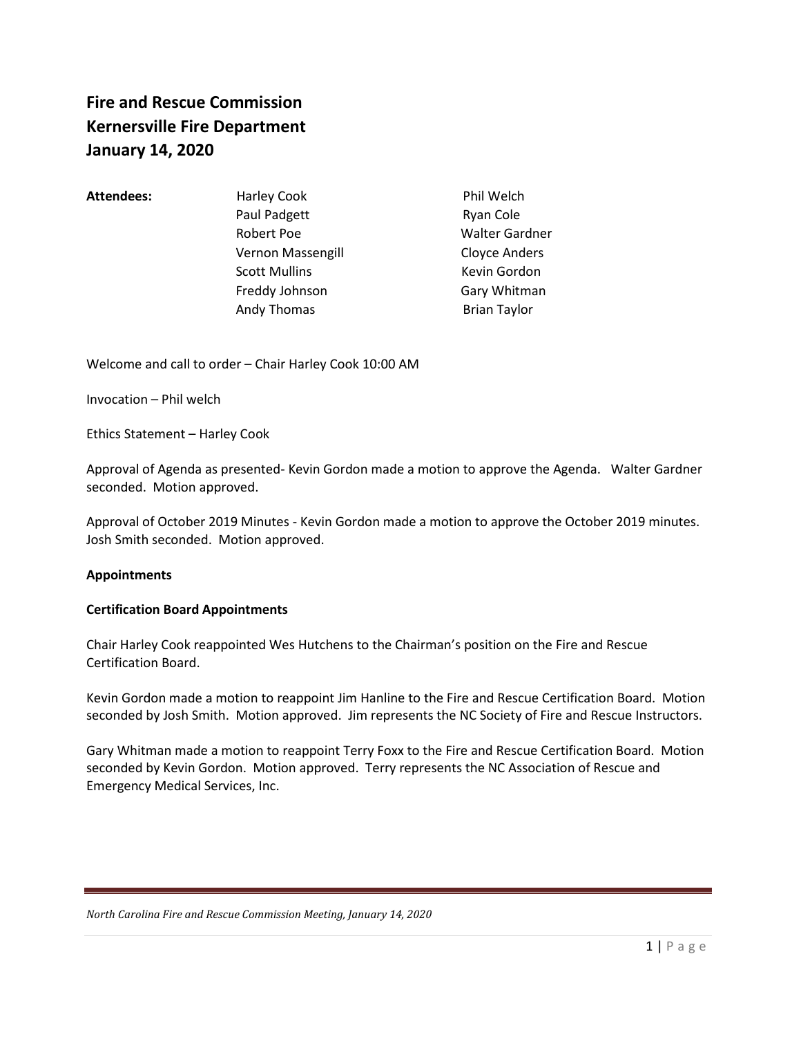# Fire and Rescue Commission
# Kernersville Fire Department
# January 14, 2020

**Attendees:**

| | |
|---|---|
| Harley Cook | Phil Welch |
| Paul Padgett | Ryan Cole |
| Robert Poe | Walter Gardner |
| Vernon Massengill | Cloyce Anders |
| Scott Mullins | Kevin Gordon |
| Freddy Johnson | Gary Whitman |
| Andy Thomas | Brian Taylor |

Welcome and call to order – Chair Harley Cook 10:00 AM

Invocation – Phil welch

Ethics Statement – Harley Cook

Approval of Agenda as presented- Kevin Gordon made a motion to approve the Agenda. Walter Gardner seconded. Motion approved.

Approval of October 2019 Minutes - Kevin Gordon made a motion to approve the October 2019 minutes. Josh Smith seconded. Motion approved.

**Appointments**

**Certification Board Appointments**

Chair Harley Cook reappointed Wes Hutchens to the Chairman's position on the Fire and Rescue Certification Board.

Kevin Gordon made a motion to reappoint Jim Hanline to the Fire and Rescue Certification Board. Motion seconded by Josh Smith. Motion approved. Jim represents the NC Society of Fire and Rescue Instructors.

Gary Whitman made a motion to reappoint Terry Foxx to the Fire and Rescue Certification Board. Motion seconded by Kevin Gordon. Motion approved. Terry represents the NC Association of Rescue and Emergency Medical Services, Inc.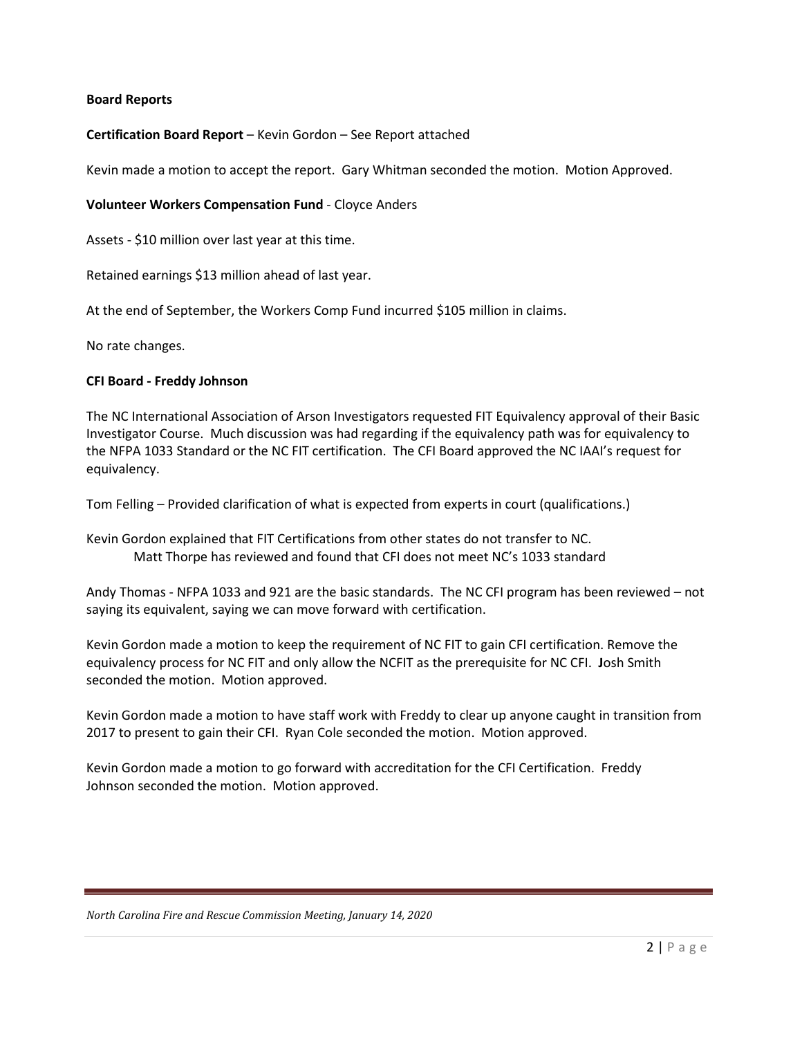**Board Reports**

**Certification Board Report** – Kevin Gordon – See Report attached

Kevin made a motion to accept the report. Gary Whitman seconded the motion. Motion Approved.

**Volunteer Workers Compensation Fund** - Cloyce Anders

Assets - $10 million over last year at this time.

Retained earnings $13 million ahead of last year.

At the end of September, the Workers Comp Fund incurred $105 million in claims.

No rate changes.

**CFI Board - Freddy Johnson**

The NC International Association of Arson Investigators requested FIT Equivalency approval of their Basic Investigator Course. Much discussion was had regarding if the equivalency path was for equivalency to the NFPA 1033 Standard or the NC FIT certification. The CFI Board approved the NC IAAI's request for equivalency.

Tom Felling – Provided clarification of what is expected from experts in court (qualifications.)

Kevin Gordon explained that FIT Certifications from other states do not transfer to NC.
 Matt Thorpe has reviewed and found that CFI does not meet NC's 1033 standard

Andy Thomas - NFPA 1033 and 921 are the basic standards. The NC CFI program has been reviewed – not saying its equivalent, saying we can move forward with certification.

Kevin Gordon made a motion to keep the requirement of NC FIT to gain CFI certification. Remove the equivalency process for NC FIT and only allow the NCFIT as the prerequisite for NC CFI. **J**osh Smith seconded the motion. Motion approved.

Kevin Gordon made a motion to have staff work with Freddy to clear up anyone caught in transition from 2017 to present to gain their CFI. Ryan Cole seconded the motion. Motion approved.

Kevin Gordon made a motion to go forward with accreditation for the CFI Certification. Freddy Johnson seconded the motion. Motion approved.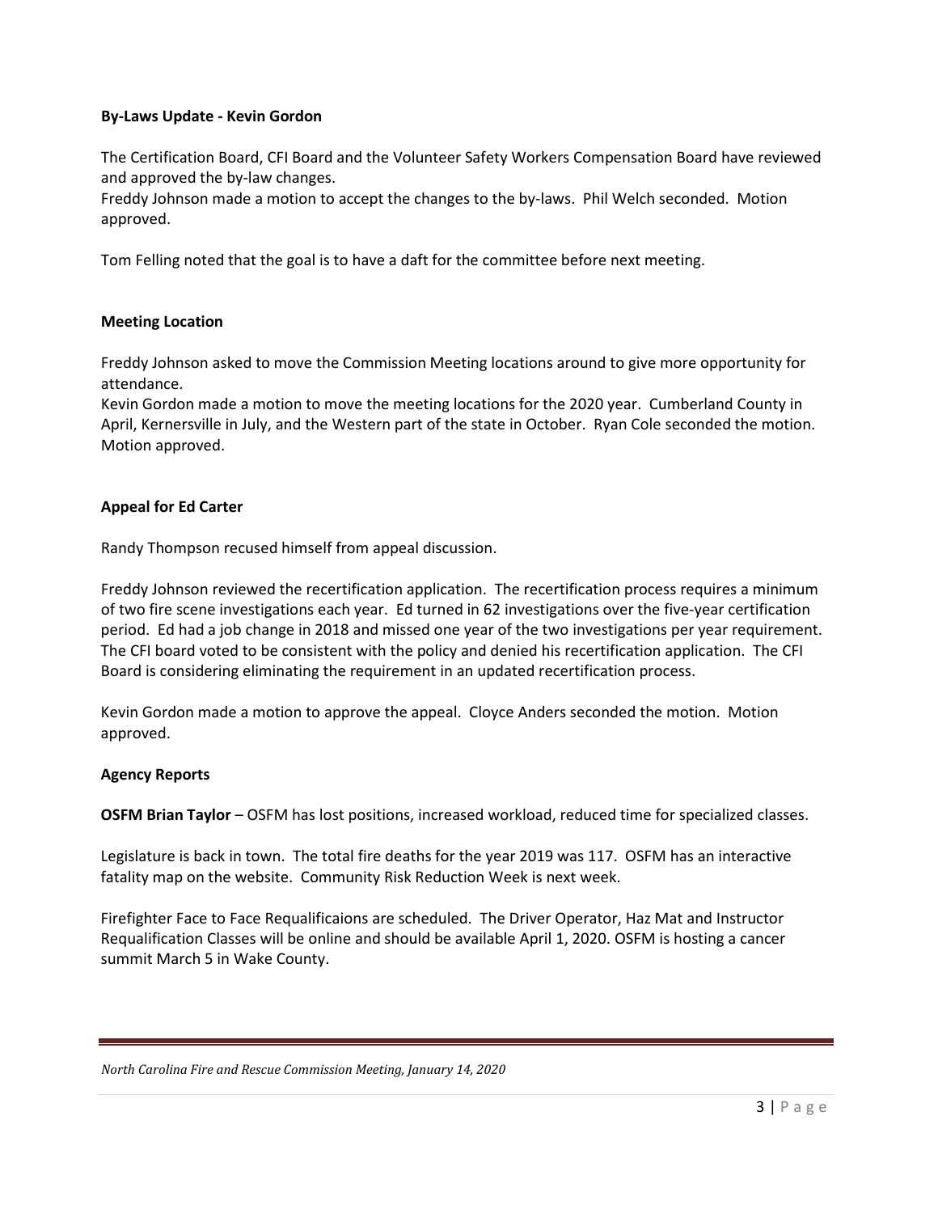**By-Laws Update - Kevin Gordon**

The Certification Board, CFI Board and the Volunteer Safety Workers Compensation Board have reviewed and approved the by-law changes.
Freddy Johnson made a motion to accept the changes to the by-laws. Phil Welch seconded. Motion approved.

Tom Felling noted that the goal is to have a daft for the committee before next meeting.

**Meeting Location**

Freddy Johnson asked to move the Commission Meeting locations around to give more opportunity for attendance.
Kevin Gordon made a motion to move the meeting locations for the 2020 year. Cumberland County in April, Kernersville in July, and the Western part of the state in October. Ryan Cole seconded the motion. Motion approved.

**Appeal for Ed Carter**

Randy Thompson recused himself from appeal discussion.

Freddy Johnson reviewed the recertification application. The recertification process requires a minimum of two fire scene investigations each year. Ed turned in 62 investigations over the five-year certification period. Ed had a job change in 2018 and missed one year of the two investigations per year requirement. The CFI board voted to be consistent with the policy and denied his recertification application. The CFI Board is considering eliminating the requirement in an updated recertification process.

Kevin Gordon made a motion to approve the appeal. Cloyce Anders seconded the motion. Motion approved.

**Agency Reports**

**OSFM Brian Taylor** – OSFM has lost positions, increased workload, reduced time for specialized classes.

Legislature is back in town. The total fire deaths for the year 2019 was 117. OSFM has an interactive fatality map on the website. Community Risk Reduction Week is next week.

Firefighter Face to Face Requalificaions are scheduled. The Driver Operator, Haz Mat and Instructor Requalification Classes will be online and should be available April 1, 2020. OSFM is hosting a cancer summit March 5 in Wake County.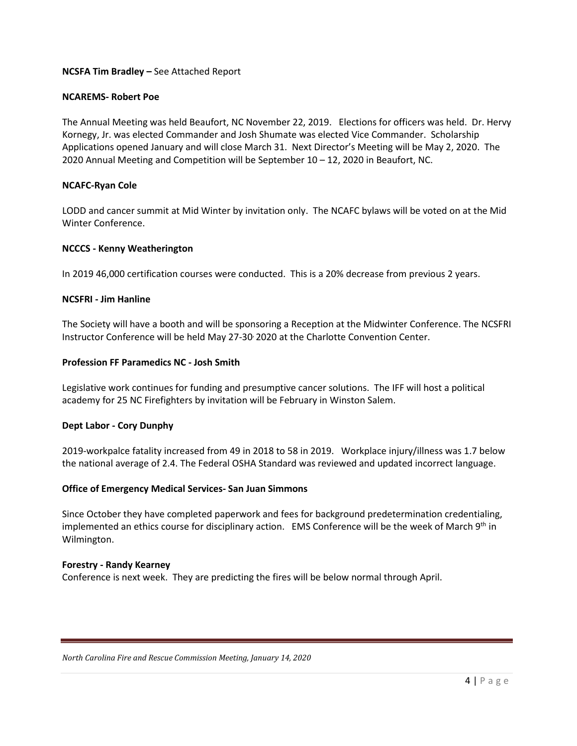**NCSFA Tim Bradley –** See Attached Report

**NCAREMS- Robert Poe**

The Annual Meeting was held Beaufort, NC November 22, 2019. Elections for officers was held. Dr. Hervy Kornegy, Jr. was elected Commander and Josh Shumate was elected Vice Commander. Scholarship Applications opened January and will close March 31. Next Director's Meeting will be May 2, 2020. The 2020 Annual Meeting and Competition will be September 10 – 12, 2020 in Beaufort, NC.

**NCAFC-Ryan Cole**

LODD and cancer summit at Mid Winter by invitation only. The NCAFC bylaws will be voted on at the Mid Winter Conference.

**NCCCS - Kenny Weatherington**

In 2019 46,000 certification courses were conducted. This is a 20% decrease from previous 2 years.

**NCSFRI - Jim Hanline**

The Society will have a booth and will be sponsoring a Reception at the Midwinter Conference. The NCSFRI Instructor Conference will be held May 27-30, 2020 at the Charlotte Convention Center.

**Profession FF Paramedics NC - Josh Smith**

Legislative work continues for funding and presumptive cancer solutions. The IFF will host a political academy for 25 NC Firefighters by invitation will be February in Winston Salem.

**Dept Labor - Cory Dunphy**

2019-workpalce fatality increased from 49 in 2018 to 58 in 2019. Workplace injury/illness was 1.7 below the national average of 2.4. The Federal OSHA Standard was reviewed and updated incorrect language.

**Office of Emergency Medical Services- San Juan Simmons**

Since October they have completed paperwork and fees for background predetermination credentialing, implemented an ethics course for disciplinary action. EMS Conference will be the week of March 9th in Wilmington.

**Forestry - Randy Kearney**

Conference is next week. They are predicting the fires will be below normal through April.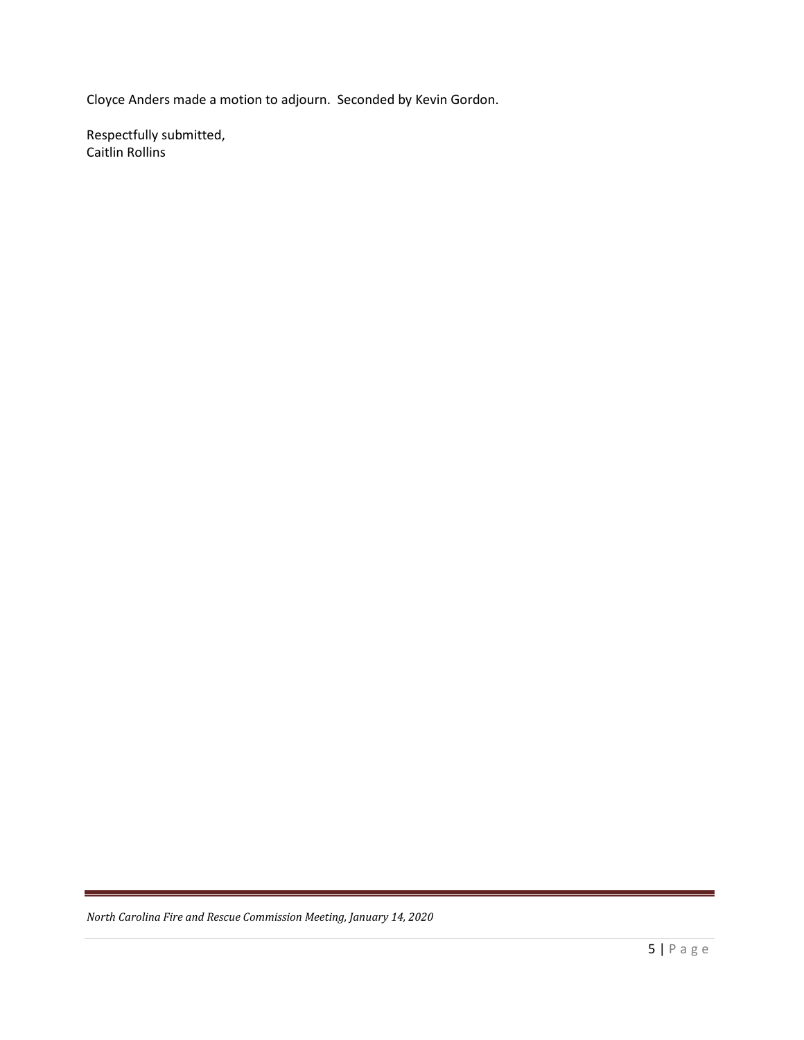Cloyce Anders made a motion to adjourn. Seconded by Kevin Gordon.

Respectfully submitted,
Caitlin Rollins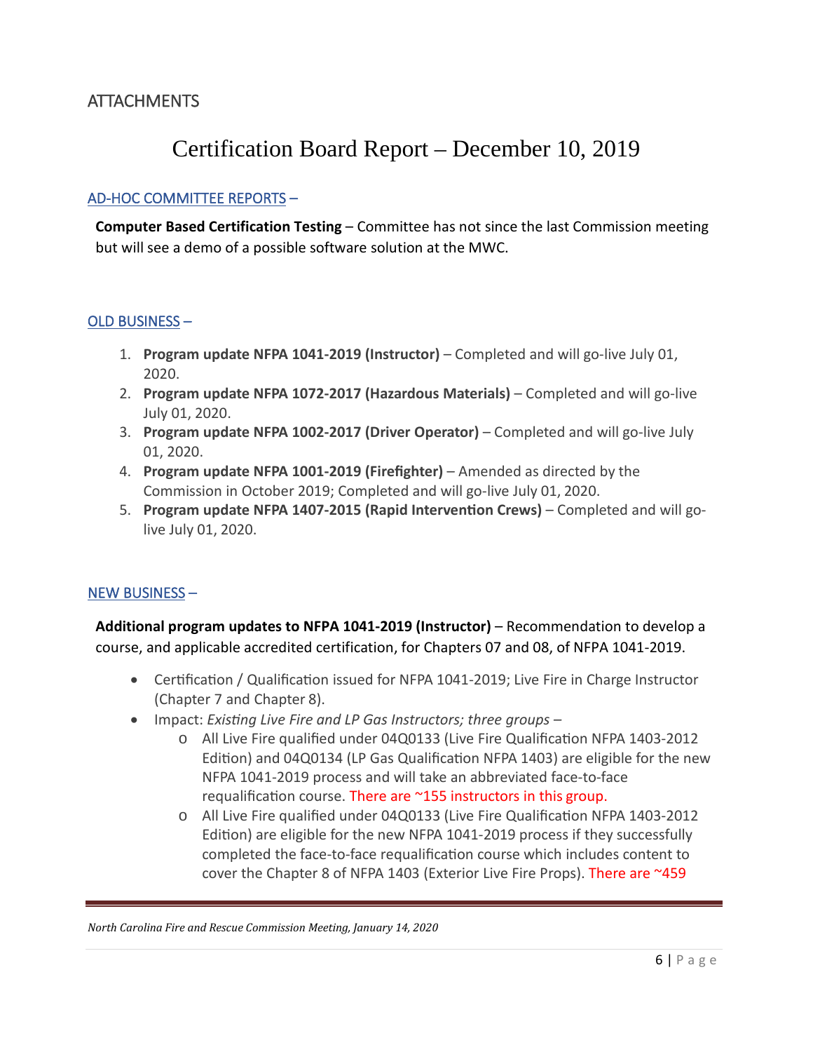## ATTACHMENTS

# Certification Board Report – December 10, 2019

AD-HOC COMMITTEE REPORTS –

**Computer Based Certification Testing** – Committee has not since the last Commission meeting but will see a demo of a possible software solution at the MWC.

OLD BUSINESS –

1. **Program update NFPA 1041-2019 (Instructor)** – Completed and will go-live July 01, 2020.
2. **Program update NFPA 1072-2017 (Hazardous Materials)** – Completed and will go-live July 01, 2020.
3. **Program update NFPA 1002-2017 (Driver Operator)** – Completed and will go-live July 01, 2020.
4. **Program update NFPA 1001-2019 (Firefighter)** – Amended as directed by the Commission in October 2019; Completed and will go-live July 01, 2020.
5. **Program update NFPA 1407-2015 (Rapid Intervention Crews)** – Completed and will go-live July 01, 2020.

NEW BUSINESS –

**Additional program updates to NFPA 1041-2019 (Instructor)** – Recommendation to develop a course, and applicable accredited certification, for Chapters 07 and 08, of NFPA 1041-2019.

- Certification / Qualification issued for NFPA 1041-2019; Live Fire in Charge Instructor (Chapter 7 and Chapter 8).
- Impact: *Existing Live Fire and LP Gas Instructors; three groups* –
  - All Live Fire qualified under 04Q0133 (Live Fire Qualification NFPA 1403-2012 Edition) and 04Q0134 (LP Gas Qualification NFPA 1403) are eligible for the new NFPA 1041-2019 process and will take an abbreviated face-to-face requalification course. There are ~155 instructors in this group.
  - All Live Fire qualified under 04Q0133 (Live Fire Qualification NFPA 1403-2012 Edition) are eligible for the new NFPA 1041-2019 process if they successfully completed the face-to-face requalification course which includes content to cover the Chapter 8 of NFPA 1403 (Exterior Live Fire Props). There are ~459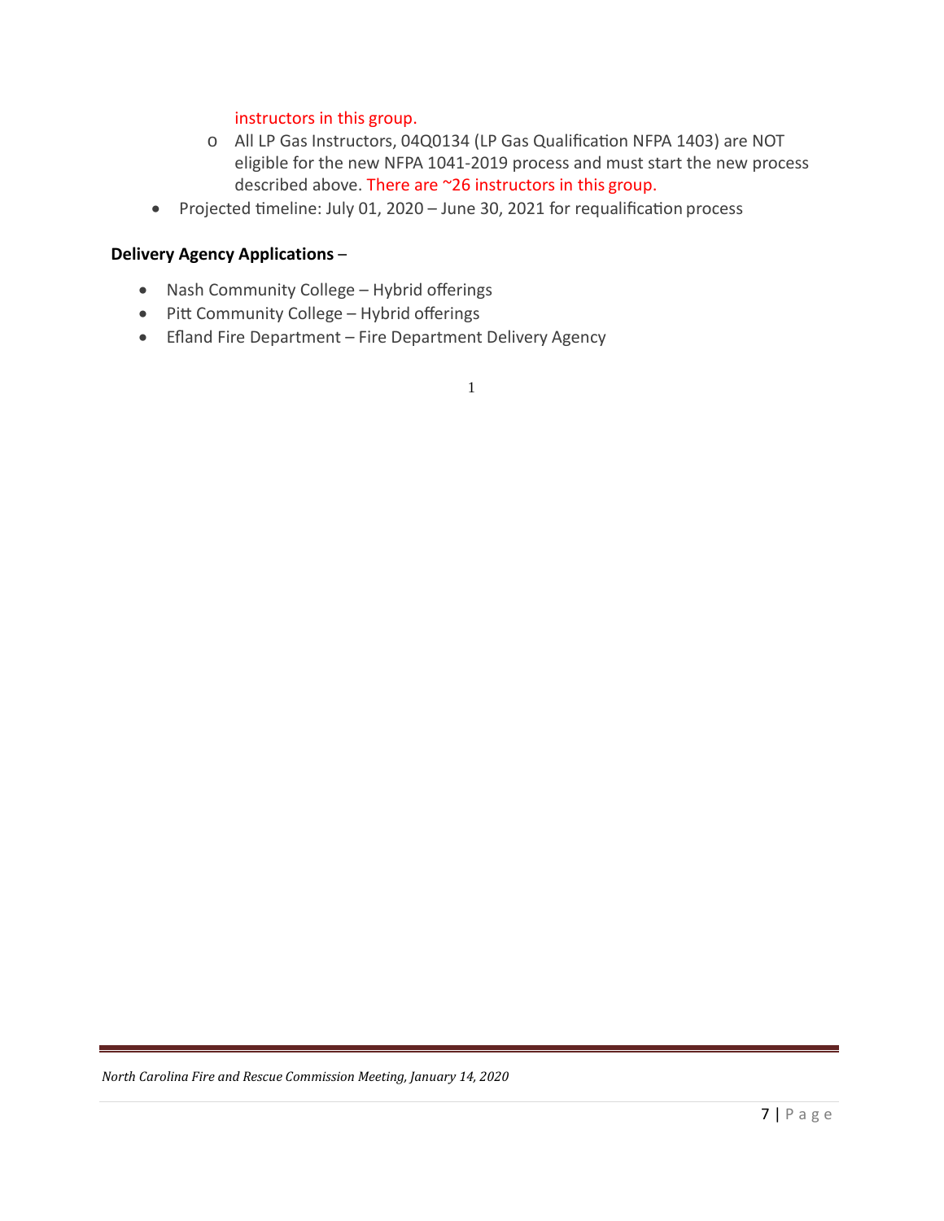instructors in this group.

    - All LP Gas Instructors, 04Q0134 (LP Gas Qualification NFPA 1403) are NOT eligible for the new NFPA 1041-2019 process and must start the new process described above. There are ~26 instructors in this group.

- Projected timeline: July 01, 2020 – June 30, 2021 for requalification process

**Delivery Agency Applications** –

- Nash Community College – Hybrid offerings
- Pitt Community College – Hybrid offerings
- Efland Fire Department – Fire Department Delivery Agency

1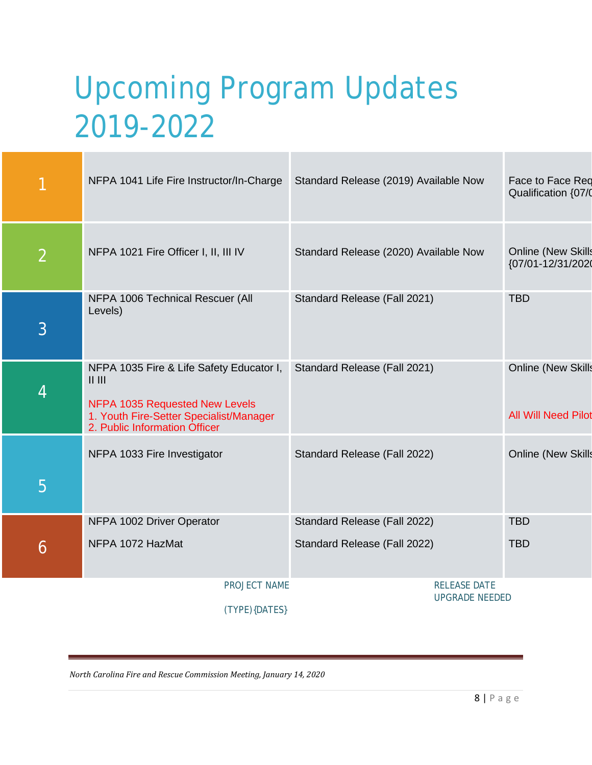# Upcoming Program Updates 2019-2022

| | PROJECT NAME | RELEASE DATE | UPGRADE NEEDED (TYPE){DATES} |
|---|---|---|---|
| 1 | NFPA 1041 Life Fire Instructor/In-Charge | Standard Release (2019) Available Now | Face to Face Req Qualification {07/0 |
| 2 | NFPA 1021 Fire Officer I, II, III IV | Standard Release (2020) Available Now | Online (New Skills {07/01-12/31/202 |
| 3 | NFPA 1006 Technical Rescuer (All Levels) | Standard Release (Fall 2021) | TBD |
| 4 | NFPA 1035 Fire & Life Safety Educator I, II III<br><br>NFPA 1035 Requested New Levels<br>1. Youth Fire-Setter Specialist/Manager<br>2. Public Information Officer | Standard Release (Fall 2021) | Online (New Skills<br><br>All Will Need Pilot |
| 5 | NFPA 1033 Fire Investigator | Standard Release (Fall 2022) | Online (New Skills |
| 6 | NFPA 1002 Driver Operator<br><br>NFPA 1072 HazMat | Standard Release (Fall 2022)<br><br>Standard Release (Fall 2022) | TBD<br><br>TBD |

*North Carolina Fire and Rescue Commission Meeting, January 14, 2020*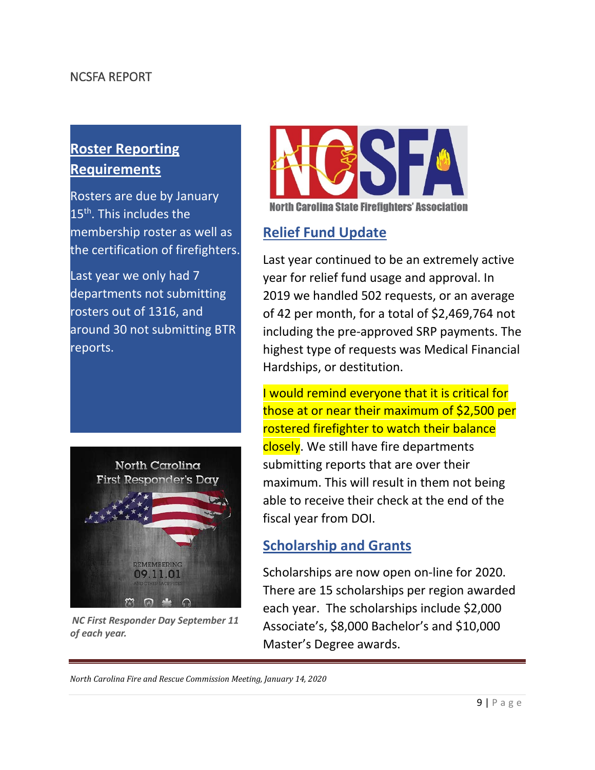NCSFA REPORT

## Roster Reporting Requirements

Rosters are due by January 15th. This includes the membership roster as well as the certification of firefighters.

Last year we only had 7 departments not submitting rosters out of 1316, and around 30 not submitting BTR reports.

***NC First Responder Day September 11 of each year.***

## Relief Fund Update

Last year continued to be an extremely active year for relief fund usage and approval. In 2019 we handled 502 requests, or an average of 42 per month, for a total of $2,469,764 not including the pre-approved SRP payments. The highest type of requests was Medical Financial Hardships, or destitution.

I would remind everyone that it is critical for those at or near their maximum of $2,500 per rostered firefighter to watch their balance closely. We still have fire departments submitting reports that are over their maximum. This will result in them not being able to receive their check at the end of the fiscal year from DOI.

## Scholarship and Grants

Scholarships are now open on-line for 2020. There are 15 scholarships per region awarded each year. The scholarships include $2,000 Associate's, $8,000 Bachelor's and $10,000 Master's Degree awards.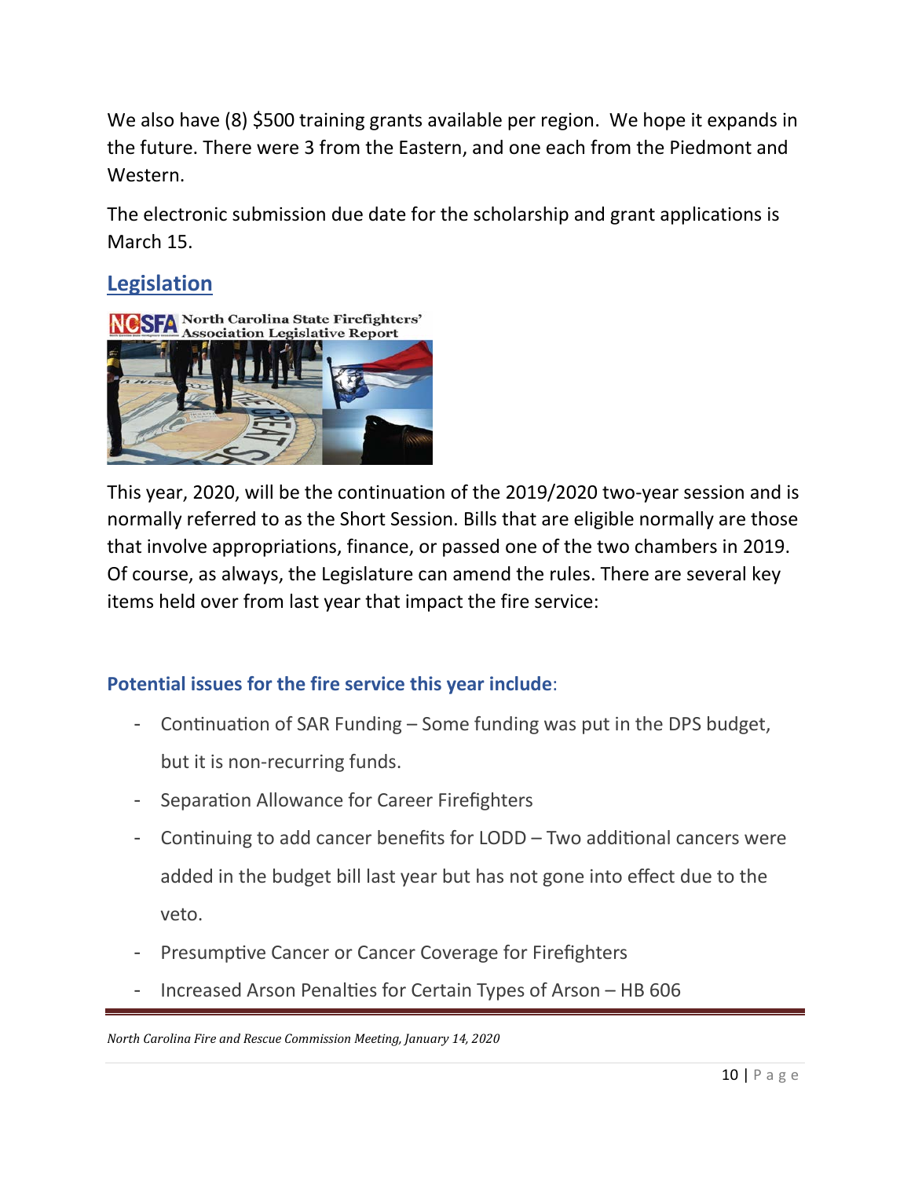We also have (8) $500 training grants available per region. We hope it expands in the future. There were 3 from the Eastern, and one each from the Piedmont and Western.

The electronic submission due date for the scholarship and grant applications is March 15.

## Legislation

This year, 2020, will be the continuation of the 2019/2020 two-year session and is normally referred to as the Short Session. Bills that are eligible normally are those that involve appropriations, finance, or passed one of the two chambers in 2019. Of course, as always, the Legislature can amend the rules. There are several key items held over from last year that impact the fire service:

### Potential issues for the fire service this year include:

- Continuation of SAR Funding – Some funding was put in the DPS budget, but it is non-recurring funds.
- Separation Allowance for Career Firefighters
- Continuing to add cancer benefits for LODD – Two additional cancers were added in the budget bill last year but has not gone into effect due to the veto.
- Presumptive Cancer or Cancer Coverage for Firefighters
- Increased Arson Penalties for Certain Types of Arson – HB 606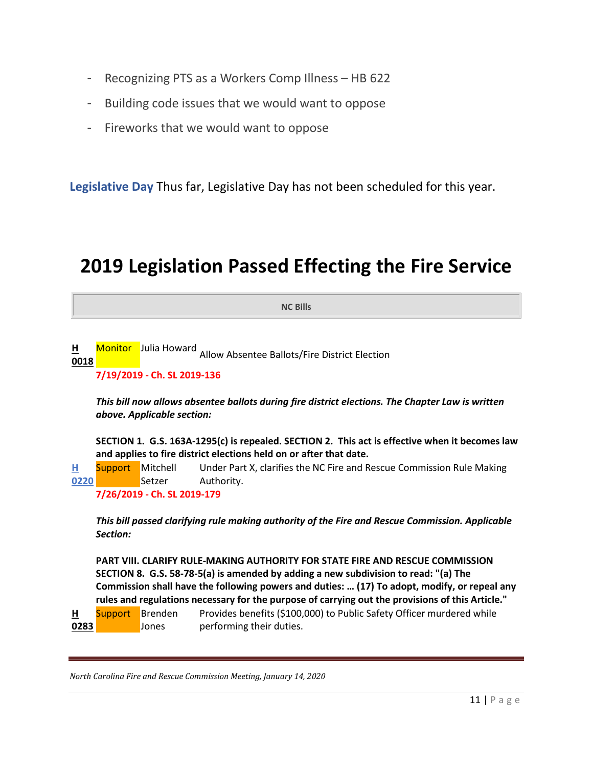- Recognizing PTS as a Workers Comp Illness – HB 622
- Building code issues that we would want to oppose
- Fireworks that we would want to oppose

**Legislative Day** Thus far, Legislative Day has not been scheduled for this year.

# 2019 Legislation Passed Effecting the Fire Service

| NC Bills |
|---|

| Bill | Position | Sponsor | Description |
|---|---|---|---|
| H 0018 | Monitor | Julia Howard | Allow Absentee Ballots/Fire District Election |

**7/19/2019 - Ch. SL 2019-136**

***This bill now allows absentee ballots during fire district elections. The Chapter Law is written above. Applicable section:***

**SECTION 1. G.S. 163A-1295(c) is repealed. SECTION 2. This act is effective when it becomes law and applies to fire district elections held on or after that date.**

| Bill | Position | Sponsor | Description |
|---|---|---|---|
| H 0220 | Support | Mitchell Setzer | Under Part X, clarifies the NC Fire and Rescue Commission Rule Making Authority. |

**7/26/2019 - Ch. SL 2019-179**

***This bill passed clarifying rule making authority of the Fire and Rescue Commission. Applicable Section:***

**PART VIII. CLARIFY RULE-MAKING AUTHORITY FOR STATE FIRE AND RESCUE COMMISSION SECTION 8. G.S. 58-78-5(a) is amended by adding a new subdivision to read: "(a) The Commission shall have the following powers and duties: … (17) To adopt, modify, or repeal any rules and regulations necessary for the purpose of carrying out the provisions of this Article."**

| Bill | Position | Sponsor | Description |
|---|---|---|---|
| H 0283 | Support | Brenden Jones | Provides benefits ($100,000) to Public Safety Officer murdered while performing their duties. |

*North Carolina Fire and Rescue Commission Meeting, January 14, 2020*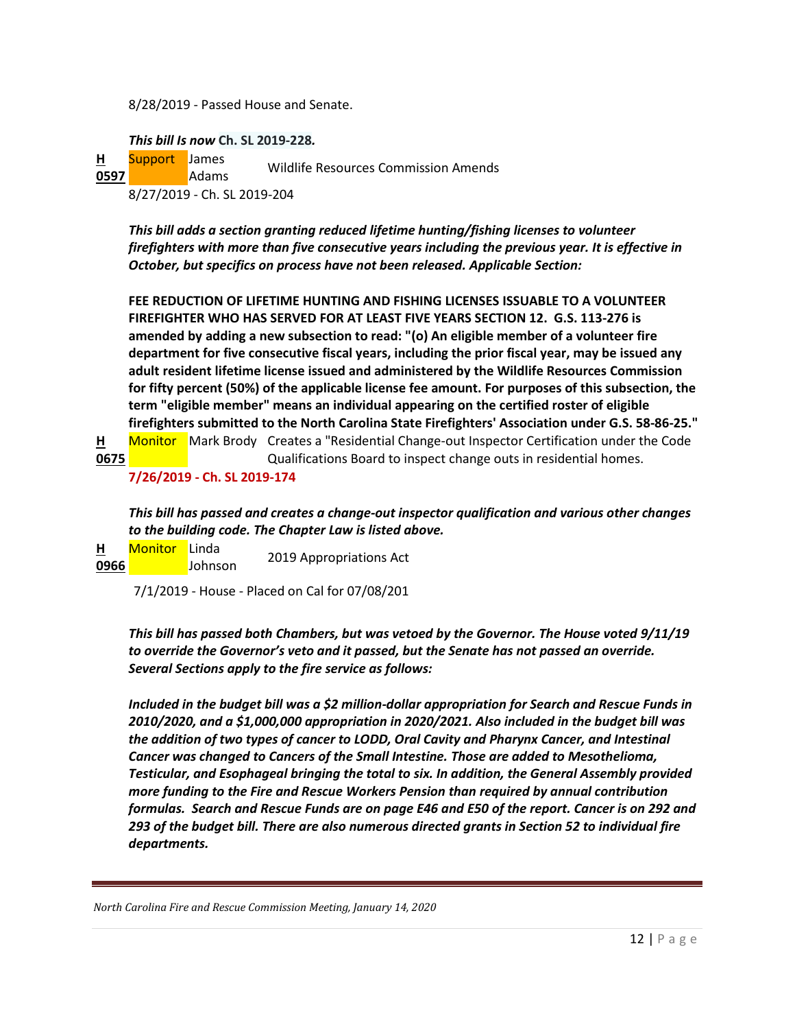8/28/2019 - Passed House and Senate.

***This bill Is now* Ch. SL 2019-228*.***

| | | | |
|---|---|---|---|
| **H 0597** | Support | James Adams | Wildlife Resources Commission Amends |

8/27/2019 - Ch. SL 2019-204

***This bill adds a section granting reduced lifetime hunting/fishing licenses to volunteer firefighters with more than five consecutive years including the previous year. It is effective in October, but specifics on process have not been released. Applicable Section:***

**FEE REDUCTION OF LIFETIME HUNTING AND FISHING LICENSES ISSUABLE TO A VOLUNTEER FIREFIGHTER WHO HAS SERVED FOR AT LEAST FIVE YEARS SECTION 12. G.S. 113-276 is amended by adding a new subsection to read: "(o) An eligible member of a volunteer fire department for five consecutive fiscal years, including the prior fiscal year, may be issued any adult resident lifetime license issued and administered by the Wildlife Resources Commission for fifty percent (50%) of the applicable license fee amount. For purposes of this subsection, the term "eligible member" means an individual appearing on the certified roster of eligible firefighters submitted to the North Carolina State Firefighters' Association under G.S. 58-86-25."**

| | | | |
|---|---|---|---|
| **H 0675** | Monitor | Mark Brody | Creates a "Residential Change-out Inspector Certification under the Code Qualifications Board to inspect change outs in residential homes. |

**7/26/2019 - Ch. SL 2019-174**

***This bill has passed and creates a change-out inspector qualification and various other changes to the building code. The Chapter Law is listed above.***

| | | | |
|---|---|---|---|
| **H 0966** | Monitor | Linda Johnson | 2019 Appropriations Act |

7/1/2019 - House - Placed on Cal for 07/08/201

***This bill has passed both Chambers, but was vetoed by the Governor. The House voted 9/11/19 to override the Governor's veto and it passed, but the Senate has not passed an override. Several Sections apply to the fire service as follows:***

***Included in the budget bill was a $2 million-dollar appropriation for Search and Rescue Funds in 2010/2020, and a $1,000,000 appropriation in 2020/2021. Also included in the budget bill was the addition of two types of cancer to LODD, Oral Cavity and Pharynx Cancer, and Intestinal Cancer was changed to Cancers of the Small Intestine. Those are added to Mesothelioma, Testicular, and Esophageal bringing the total to six. In addition, the General Assembly provided more funding to the Fire and Rescue Workers Pension than required by annual contribution formulas. Search and Rescue Funds are on page E46 and E50 of the report. Cancer is on 292 and 293 of the budget bill. There are also numerous directed grants in Section 52 to individual fire departments.***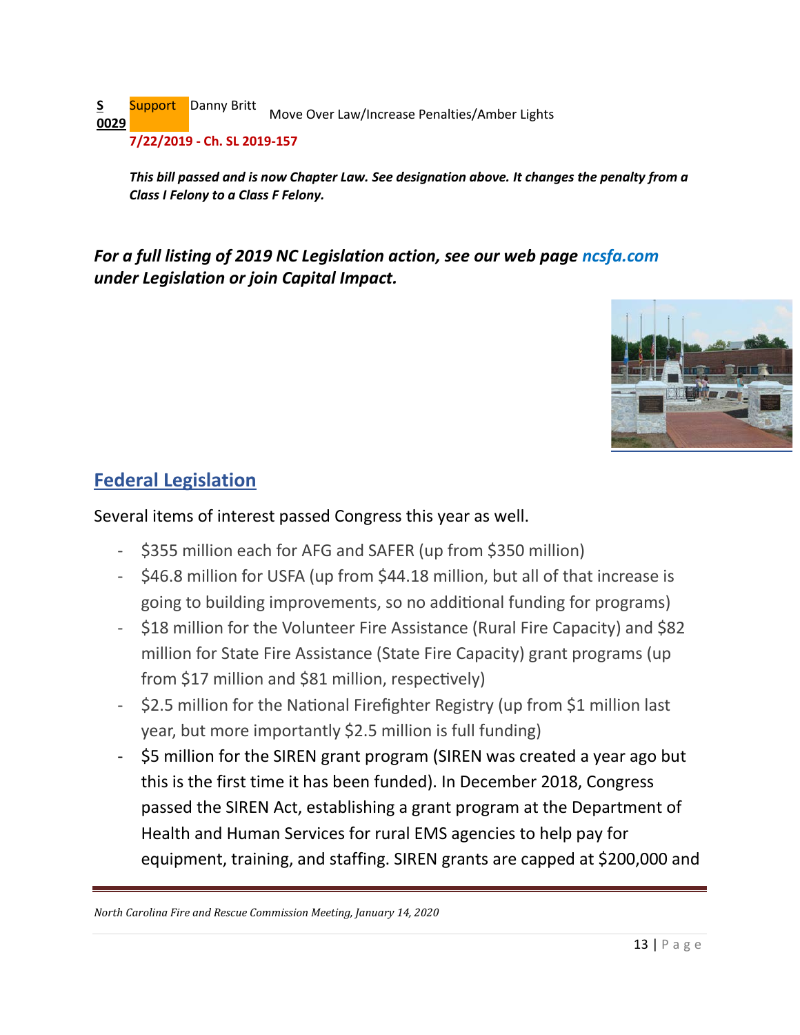| S 0029 | Support | Danny Britt | Move Over Law/Increase Penalties/Amber Lights |
|---|---|---|---|

**7/22/2019 - Ch. SL 2019-157**

***This bill passed and is now Chapter Law. See designation above. It changes the penalty from a Class I Felony to a Class F Felony.***

***For a full listing of 2019 NC Legislation action, see our web page ncsfa.com under Legislation or join Capital Impact.***

## Federal Legislation

Several items of interest passed Congress this year as well.

- $355 million each for AFG and SAFER (up from $350 million)
- $46.8 million for USFA (up from $44.18 million, but all of that increase is going to building improvements, so no additional funding for programs)
- $18 million for the Volunteer Fire Assistance (Rural Fire Capacity) and $82 million for State Fire Assistance (State Fire Capacity) grant programs (up from $17 million and $81 million, respectively)
- $2.5 million for the National Firefighter Registry (up from $1 million last year, but more importantly $2.5 million is full funding)
- $5 million for the SIREN grant program (SIREN was created a year ago but this is the first time it has been funded). In December 2018, Congress passed the SIREN Act, establishing a grant program at the Department of Health and Human Services for rural EMS agencies to help pay for equipment, training, and staffing. SIREN grants are capped at $200,000 and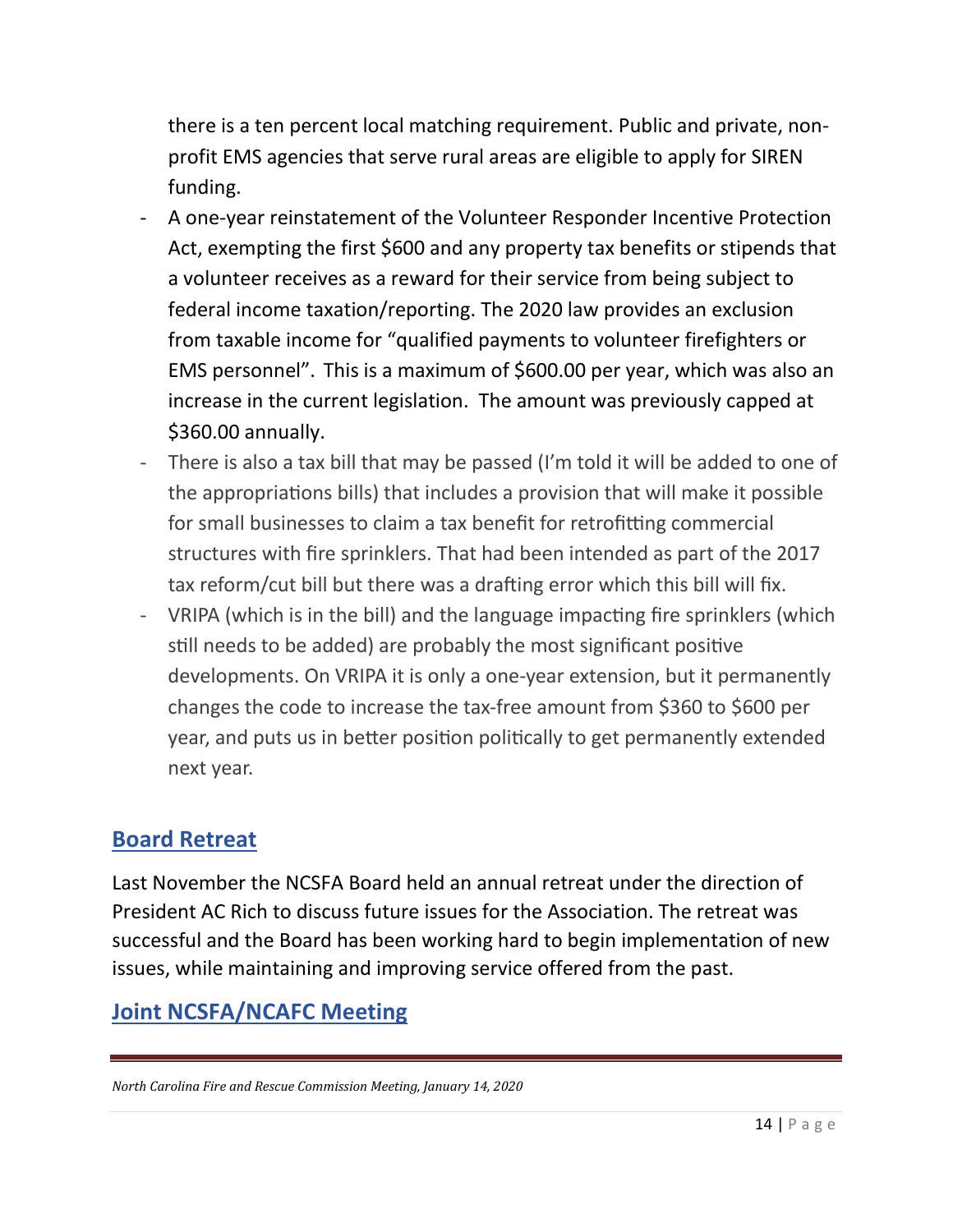there is a ten percent local matching requirement. Public and private, non-profit EMS agencies that serve rural areas are eligible to apply for SIREN funding.

- A one-year reinstatement of the Volunteer Responder Incentive Protection Act, exempting the first $600 and any property tax benefits or stipends that a volunteer receives as a reward for their service from being subject to federal income taxation/reporting. The 2020 law provides an exclusion from taxable income for "qualified payments to volunteer firefighters or EMS personnel". This is a maximum of $600.00 per year, which was also an increase in the current legislation. The amount was previously capped at $360.00 annually.
- There is also a tax bill that may be passed (I'm told it will be added to one of the appropriations bills) that includes a provision that will make it possible for small businesses to claim a tax benefit for retrofitting commercial structures with fire sprinklers. That had been intended as part of the 2017 tax reform/cut bill but there was a drafting error which this bill will fix.
- VRIPA (which is in the bill) and the language impacting fire sprinklers (which still needs to be added) are probably the most significant positive developments. On VRIPA it is only a one-year extension, but it permanently changes the code to increase the tax-free amount from $360 to $600 per year, and puts us in better position politically to get permanently extended next year.

## Board Retreat

Last November the NCSFA Board held an annual retreat under the direction of President AC Rich to discuss future issues for the Association. The retreat was successful and the Board has been working hard to begin implementation of new issues, while maintaining and improving service offered from the past.

## Joint NCSFA/NCAFC Meeting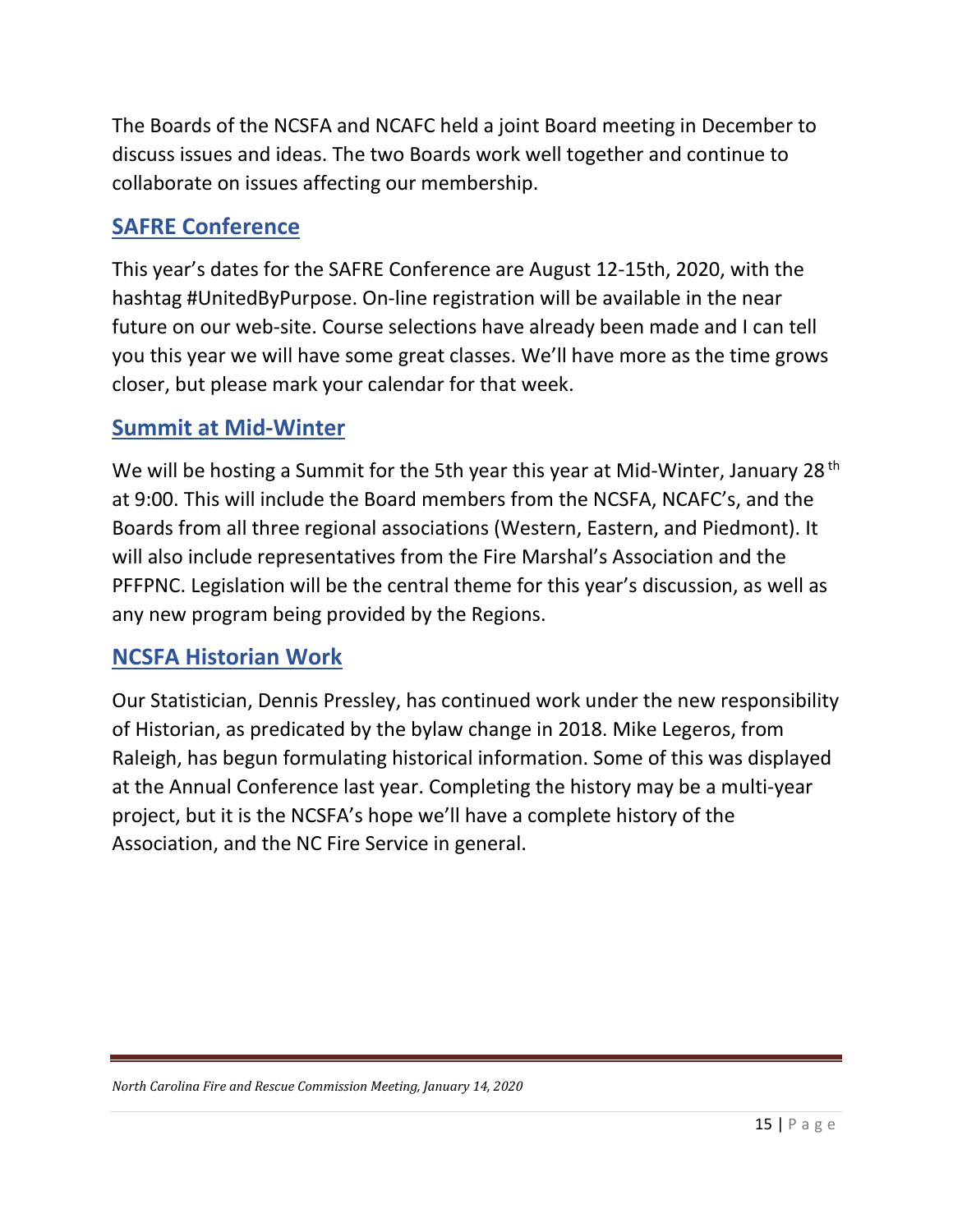The Boards of the NCSFA and NCAFC held a joint Board meeting in December to discuss issues and ideas. The two Boards work well together and continue to collaborate on issues affecting our membership.

## SAFRE Conference

This year's dates for the SAFRE Conference are August 12-15th, 2020, with the hashtag #UnitedByPurpose. On-line registration will be available in the near future on our web-site. Course selections have already been made and I can tell you this year we will have some great classes. We'll have more as the time grows closer, but please mark your calendar for that week.

## Summit at Mid-Winter

We will be hosting a Summit for the 5th year this year at Mid-Winter, January 28th at 9:00. This will include the Board members from the NCSFA, NCAFC's, and the Boards from all three regional associations (Western, Eastern, and Piedmont). It will also include representatives from the Fire Marshal's Association and the PFFPNC. Legislation will be the central theme for this year's discussion, as well as any new program being provided by the Regions.

## NCSFA Historian Work

Our Statistician, Dennis Pressley, has continued work under the new responsibility of Historian, as predicated by the bylaw change in 2018. Mike Legeros, from Raleigh, has begun formulating historical information. Some of this was displayed at the Annual Conference last year. Completing the history may be a multi-year project, but it is the NCSFA's hope we'll have a complete history of the Association, and the NC Fire Service in general.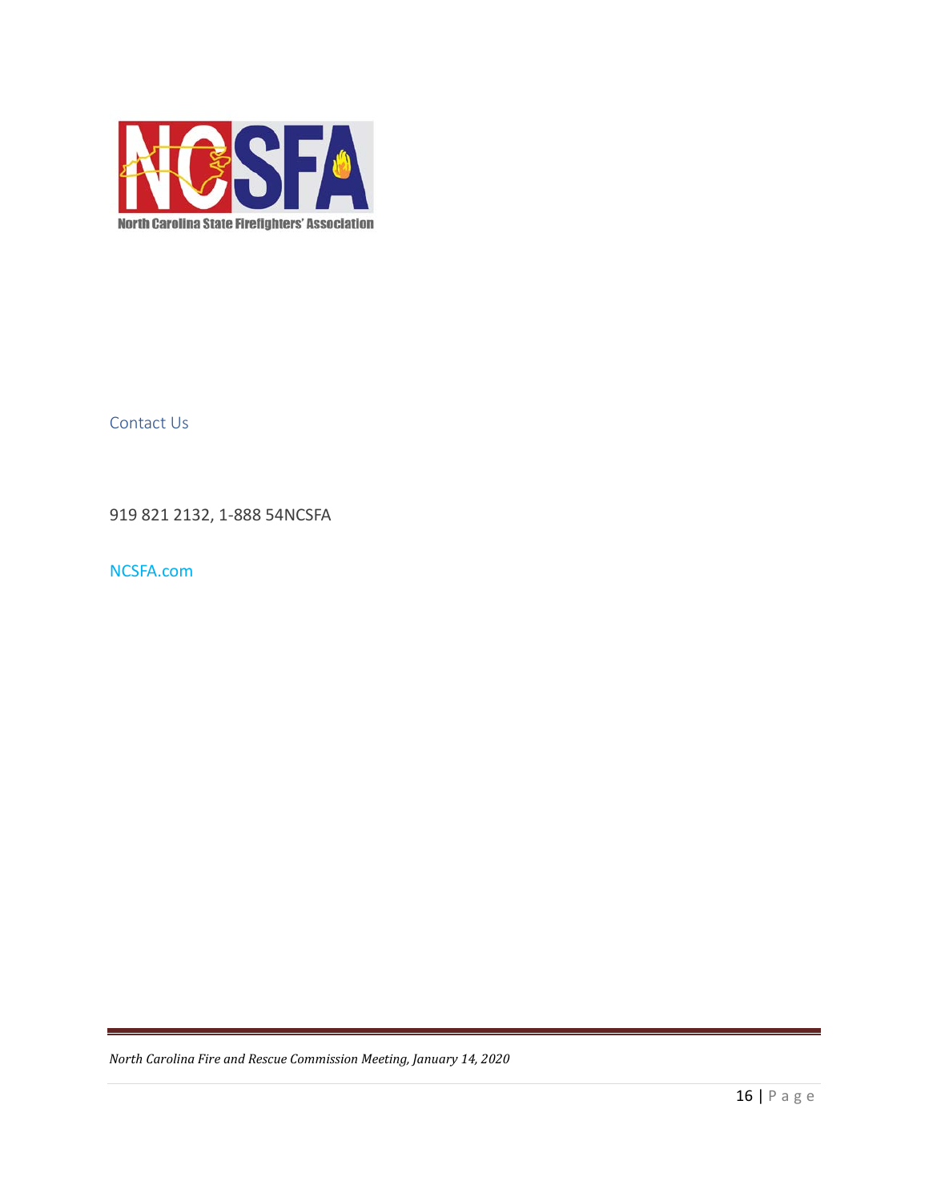North Carolina State Firefighters' Association

## Contact Us

919 821 2132, 1-888 54NCSFA

NCSFA.com